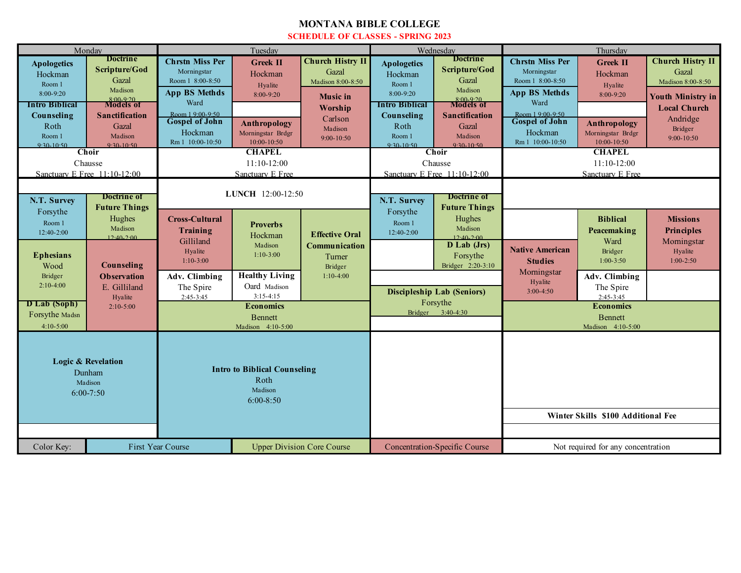# MONTANA BIBLE COLLEGE

## SCHEDULE OF CLASSES - SPRING 2023

### Monday

- **Apologetics** — Hockman, Room 1, 8:00-9:20
- **Doctrine Scripture/God** — Gazal, Madison, 8:00-9:20
- **Intro Biblical Counseling** — Roth, Room 1, 9:30-10:50
- **Models of Sanctification** — Gazal, Madison, 9:30-10:50
- **Choir** — Chausse, Sanctuary E Free 11:10-12:00
- **N.T. Survey** — Forsythe, Room 1, 12:40-2:00
- **Doctrine of Future Things** — Hughes, Madison, 12:40-2:00
- **Ephesians** — Wood, Bridger, 2:10-4:00
- **Counseling Observation** — E. Gilliland, Hyalite, 2:10-5:00
- **D Lab (Soph)** — Forsythe, Madsn, 4:10-5:00
- **Logic & Revelation** — Dunham, Madison, 6:00-7:50

### Tuesday

- **Chrstn Miss Per** — Morningstar, Room 1 8:00-8:50
- **Greek II** — Hockman, Hyalite, 8:00-9:20
- **Church Histry II** — Gazal, Madison 8:00-8:50
- **App BS Methds** — Ward, Room 1 9:00-9:50
- **Music in Worship** — Carlson, Madison, 9:00-10:50
- **Gospel of John** — Hockman, Rm 1 10:00-10:50
- **Anthropology** — Morningstar Brdgr, 10:00-10:50
- **CHAPEL** — 11:10-12:00, Sanctuary E Free
- **LUNCH** 12:00-12:50
- **Cross-Cultural Training** — Gilliland, Hyalite, 1:10-3:00
- **Proverbs** — Hockman, Madison, 1:10-3:00
- **Effective Oral Communication** — Turner, Bridger, 1:10-4:00
- **Adv. Climbing** — The Spire, 2:45-3:45
- **Healthy Living** — Oard, Madison, 3:15-4:15
- **Economics** — Bennett, Madison 4:10-5:00
- **Intro to Biblical Counseling** — Roth, Madison, 6:00-8:50

### Wednesday

- **Apologetics** — Hockman, Room 1, 8:00-9:20
- **Doctrine Scripture/God** — Gazal, Madison, 8:00-9:20
- **Intro Biblical Counseling** — Roth, Room 1, 9:30-10:50
- **Models of Sanctification** — Gazal, Madison, 9:30-10:50
- **Choir** — Chausse, Sanctuary E Free 11:10-12:00
- **N.T. Survey** — Forsythe, Room 1, 12:40-2:00
- **Doctrine of Future Things** — Hughes, Madison, 12:40-2:00
- **D Lab (Jrs)** — Forsythe, Bridger 2:20-3:10
- **Discipleship Lab (Seniors)** — Forsythe, Bridger 3:40-4:30

### Thursday

- **Chrstn Miss Per** — Morningstar, Room 1 8:00-8:50
- **Greek II** — Hockman, Hyalite, 8:00-9:20
- **Church Histry II** — Gazal, Madison 8:00-8:50
- **App BS Methds** — Ward, Room 1 9:00-9:50
- **Youth Ministry in Local Church** — Andridge, Bridger, 9:00-10:50
- **Gospel of John** — Hockman, Rm 1 10:00-10:50
- **Anthropology** — Morningstar Brdgr, 10:00-10:50
- **CHAPEL** — 11:10-12:00, Sanctuary E Free
- **Biblical Peacemaking** — Ward, Bridger, 1:00-3:50
- **Missions Principles** — Morningstar, Hyalite, 1:00-2:50
- **Native American Studies** — Morningstar, Hyalite, 3:00-4:50
- **Adv. Climbing** — The Spire, 2:45-3:45
- **Economics** — Bennett, Madison 4:10-5:00
- **Winter Skills** $100 Additional Fee

| Color Key: | First Year Course | Upper Division Core Course | Concentration-Specific Course | Not required for any concentration |
|---|---|---|---|---|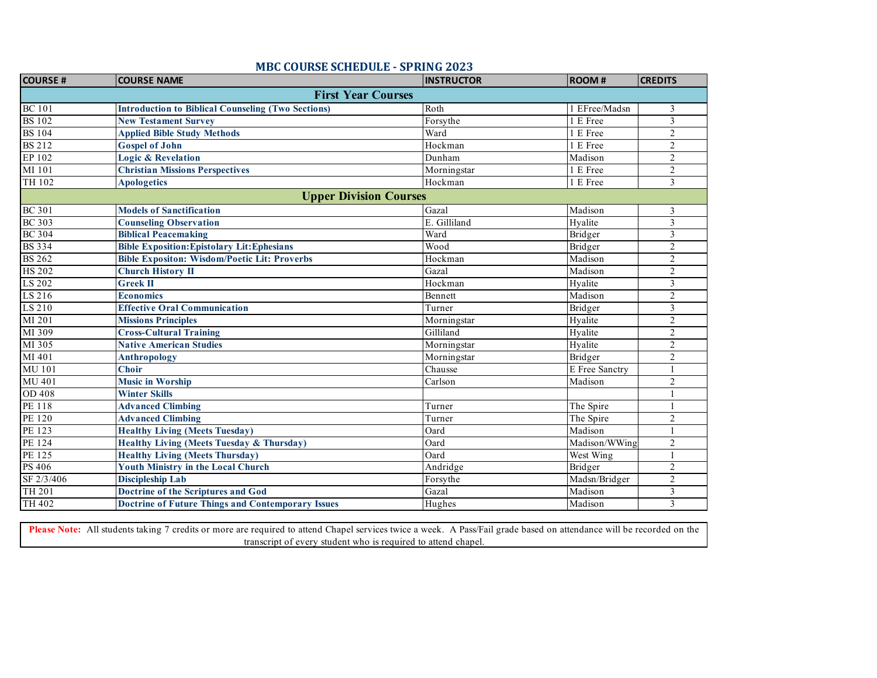# MBC COURSE SCHEDULE - SPRING 2023

| COURSE # | COURSE NAME | INSTRUCTOR | ROOM # | CREDITS |
|---|---|---|---|---|
| **First Year Courses** | | | | |
| BC 101 | **Introduction to Biblical Counseling (Two Sections)** | Roth | 1 EFree/Madsn | 3 |
| BS 102 | **New Testament Survey** | Forsythe | 1 E Free | 3 |
| BS 104 | **Applied Bible Study Methods** | Ward | 1 E Free | 2 |
| BS 212 | **Gospel of John** | Hockman | 1 E Free | 2 |
| EP 102 | **Logic & Revelation** | Dunham | Madison | 2 |
| MI 101 | **Christian Missions Perspectives** | Morningstar | 1 E Free | 2 |
| TH 102 | **Apologetics** | Hockman | 1 E Free | 3 |
| **Upper Division Courses** | | | | |
| BC 301 | **Models of Sanctification** | Gazal | Madison | 3 |
| BC 303 | **Counseling Observation** | E. Gilliland | Hyalite | 3 |
| BC 304 | **Biblical Peacemaking** | Ward | Bridger | 3 |
| BS 334 | **Bible Exposition:Epistolary Lit:Ephesians** | Wood | Bridger | 2 |
| BS 262 | **Bible Expositon: Wisdom/Poetic Lit: Proverbs** | Hockman | Madison | 2 |
| HS 202 | **Church History II** | Gazal | Madison | 2 |
| LS 202 | **Greek II** | Hockman | Hyalite | 3 |
| LS 216 | **Economics** | Bennett | Madison | 2 |
| LS 210 | **Effective Oral Communication** | Turner | Bridger | 3 |
| MI 201 | **Missions Principles** | Morningstar | Hyalite | 2 |
| MI 309 | **Cross-Cultural Training** | Gilliland | Hyalite | 2 |
| MI 305 | **Native American Studies** | Morningstar | Hyalite | 2 |
| MI 401 | **Anthropology** | Morningstar | Bridger | 2 |
| MU 101 | **Choir** | Chausse | E Free Sanctry | 1 |
| MU 401 | **Music in Worship** | Carlson | Madison | 2 |
| OD 408 | **Winter Skills** | | | 1 |
| PE 118 | **Advanced Climbing** | Turner | The Spire | 1 |
| PE 120 | **Advanced Climbing** | Turner | The Spire | 2 |
| PE 123 | **Healthy Living (Meets Tuesday)** | Oard | Madison | 1 |
| PE 124 | **Healthy Living (Meets Tuesday & Thursday)** | Oard | Madison/WWing | 2 |
| PE 125 | **Healthy Living (Meets Thursday)** | Oard | West Wing | 1 |
| PS 406 | **Youth Ministry in the Local Church** | Andridge | Bridger | 2 |
| SF 2/3/406 | **Discipleship Lab** | Forsythe | Madsn/Bridger | 2 |
| TH 201 | **Doctrine of the Scriptures and God** | Gazal | Madison | 3 |
| TH 402 | **Doctrine of Future Things and Contemporary Issues** | Hughes | Madison | 3 |

**Please Note:** All students taking 7 credits or more are required to attend Chapel services twice a week. A Pass/Fail grade based on attendance will be recorded on the transcript of every student who is required to attend chapel.